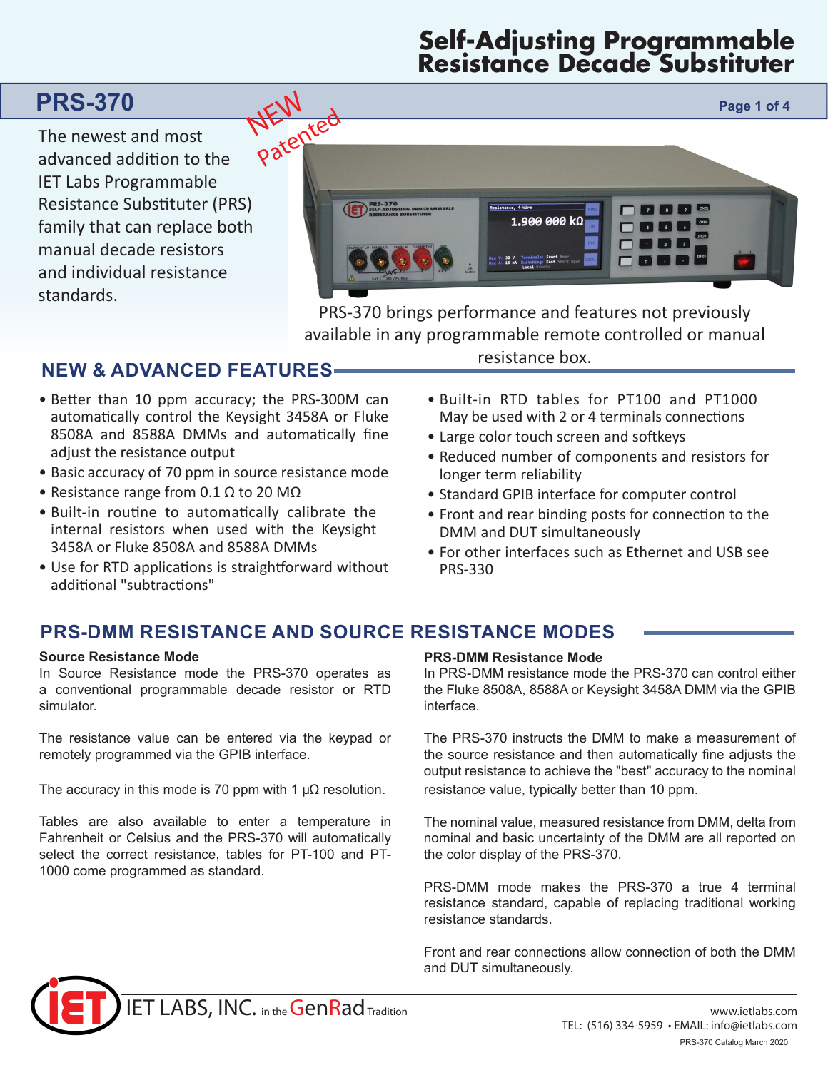# Self-Adjusting Programmable Resistance Decade Substituter

## PRS-370

NEW Patented

The newest and most advanced addition to the IET Labs Programmable Resistance Substituter (PRS) family that can replace both manual decade resistors and individual resistance standards.

PRS-370 brings performance and features not previously available in any programmable remote controlled or manual resistance box.

## NEW & ADVANCED FEATURES

- Better than 10 ppm accuracy; the PRS-300M can automatically control the Keysight 3458A or Fluke 8508A and 8588A DMMs and automatically fine adjust the resistance output
- Basic accuracy of 70 ppm in source resistance mode
- Resistance range from 0.1 Ω to 20 MΩ
- Built-in routine to automatically calibrate the internal resistors when used with the Keysight 3458A or Fluke 8508A and 8588A DMMs
- Use for RTD applications is straightforward without additional "subtractions"
- Built-in RTD tables for PT100 and PT1000 May be used with 2 or 4 terminals connections
- Large color touch screen and softkeys
- Reduced number of components and resistors for longer term reliability
- Standard GPIB interface for computer control
- Front and rear binding posts for connection to the DMM and DUT simultaneously
- For other interfaces such as Ethernet and USB see PRS-330

## PRS-DMM RESISTANCE AND SOURCE RESISTANCE MODES

### Source Resistance Mode

In Source Resistance mode the PRS-370 operates as a conventional programmable decade resistor or RTD simulator.

The resistance value can be entered via the keypad or remotely programmed via the GPIB interface.

The accuracy in this mode is 70 ppm with 1 µΩ resolution.

Tables are also available to enter a temperature in Fahrenheit or Celsius and the PRS-370 will automatically select the correct resistance, tables for PT-100 and PT-1000 come programmed as standard.

### PRS-DMM Resistance Mode

In PRS-DMM resistance mode the PRS-370 can control either the Fluke 8508A, 8588A or Keysight 3458A DMM via the GPIB interface.

The PRS-370 instructs the DMM to make a measurement of the source resistance and then automatically fine adjusts the output resistance to achieve the "best" accuracy to the nominal resistance value, typically better than 10 ppm.

The nominal value, measured resistance from DMM, delta from nominal and basic uncertainty of the DMM are all reported on the color display of the PRS-370.

PRS-DMM mode makes the PRS-370 a true 4 terminal resistance standard, capable of replacing traditional working resistance standards.

Front and rear connections allow connection of both the DMM and DUT simultaneously.

IET LABS, INC. in the GenRad Tradition

www.ietlabs.com
TEL: (516) 334-5959 • EMAIL: info@ietlabs.com

PRS-370 Catalog March 2020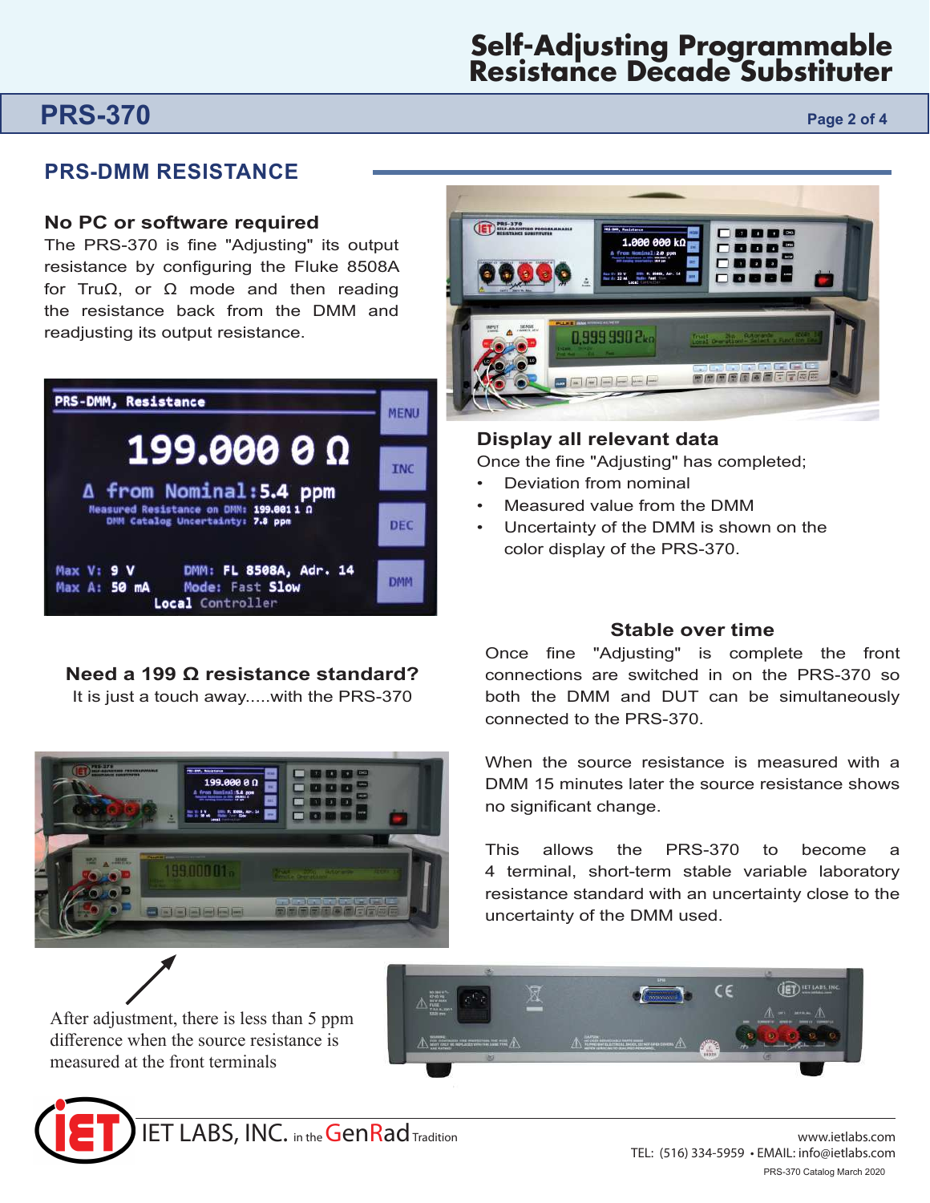## PRS-DMM RESISTANCE

### No PC or software required

The PRS-370 is fine "Adjusting" its output resistance by configuring the Fluke 8508A for TruΩ, or Ω mode and then reading the resistance back from the DMM and readjusting its output resistance.

### Display all relevant data

Once the fine "Adjusting" has completed;

- Deviation from nominal
- Measured value from the DMM
- Uncertainty of the DMM is shown on the color display of the PRS-370.

### Need a 199 Ω resistance standard?

It is just a touch away.....with the PRS-370

### Stable over time

Once fine "Adjusting" is complete the front connections are switched in on the PRS-370 so both the DMM and DUT can be simultaneously connected to the PRS-370.

When the source resistance is measured with a DMM 15 minutes later the source resistance shows no significant change.

This allows the PRS-370 to become a 4 terminal, short-term stable variable laboratory resistance standard with an uncertainty close to the uncertainty of the DMM used.

After adjustment, there is less than 5 ppm difference when the source resistance is measured at the front terminals

IET LABS, INC. in the GenRad Tradition

www.ietlabs.com
TEL: (516) 334-5959 • EMAIL: info@ietlabs.com
PRS-370 Catalog March 2020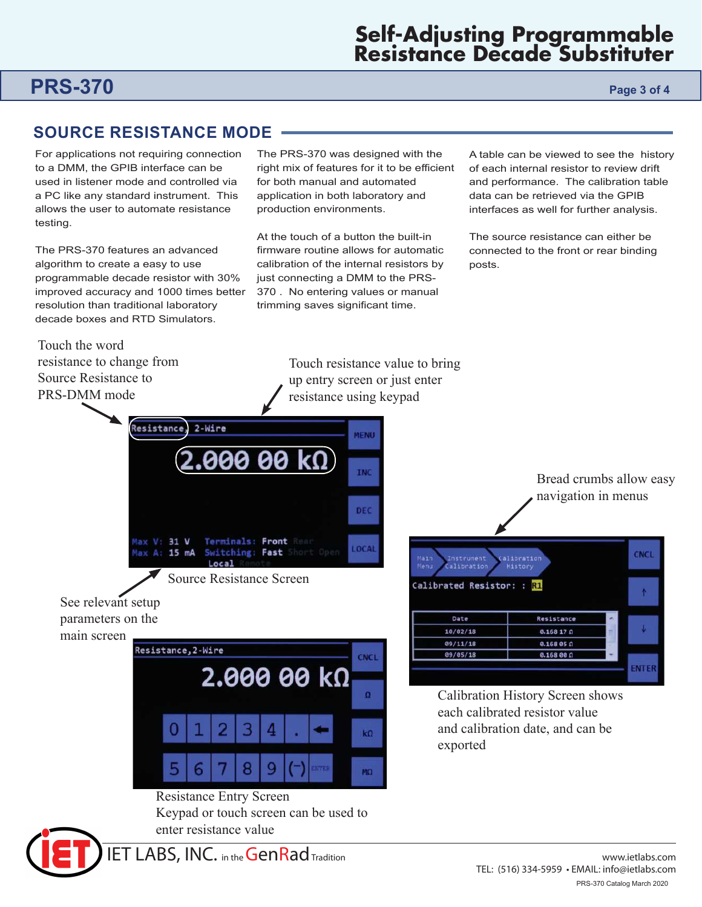## SOURCE RESISTANCE MODE

For applications not requiring connection to a DMM, the GPIB interface can be used in listener mode and controlled via a PC like any standard instrument. This allows the user to automate resistance testing.

The PRS-370 features an advanced algorithm to create a easy to use programmable decade resistor with 30% improved accuracy and 1000 times better resolution than traditional laboratory decade boxes and RTD Simulators.

The PRS-370 was designed with the right mix of features for it to be efficient for both manual and automated application in both laboratory and production environments.

At the touch of a button the built-in firmware routine allows for automatic calibration of the internal resistors by just connecting a DMM to the PRS-370 . No entering values or manual trimming saves significant time.

A table can be viewed to see the history of each internal resistor to review drift and performance. The calibration table data can be retrieved via the GPIB interfaces as well for further analysis.

The source resistance can either be connected to the front or rear binding posts.

Touch the word resistance to change from Source Resistance to PRS-DMM mode

Touch resistance value to bring up entry screen or just enter resistance using keypad

Source Resistance Screen

See relevant setup parameters on the main screen

Resistance Entry Screen
Keypad or touch screen can be used to enter resistance value

Bread crumbs allow easy navigation in menus

Calibration History Screen shows each calibrated resistor value and calibration date, and can be exported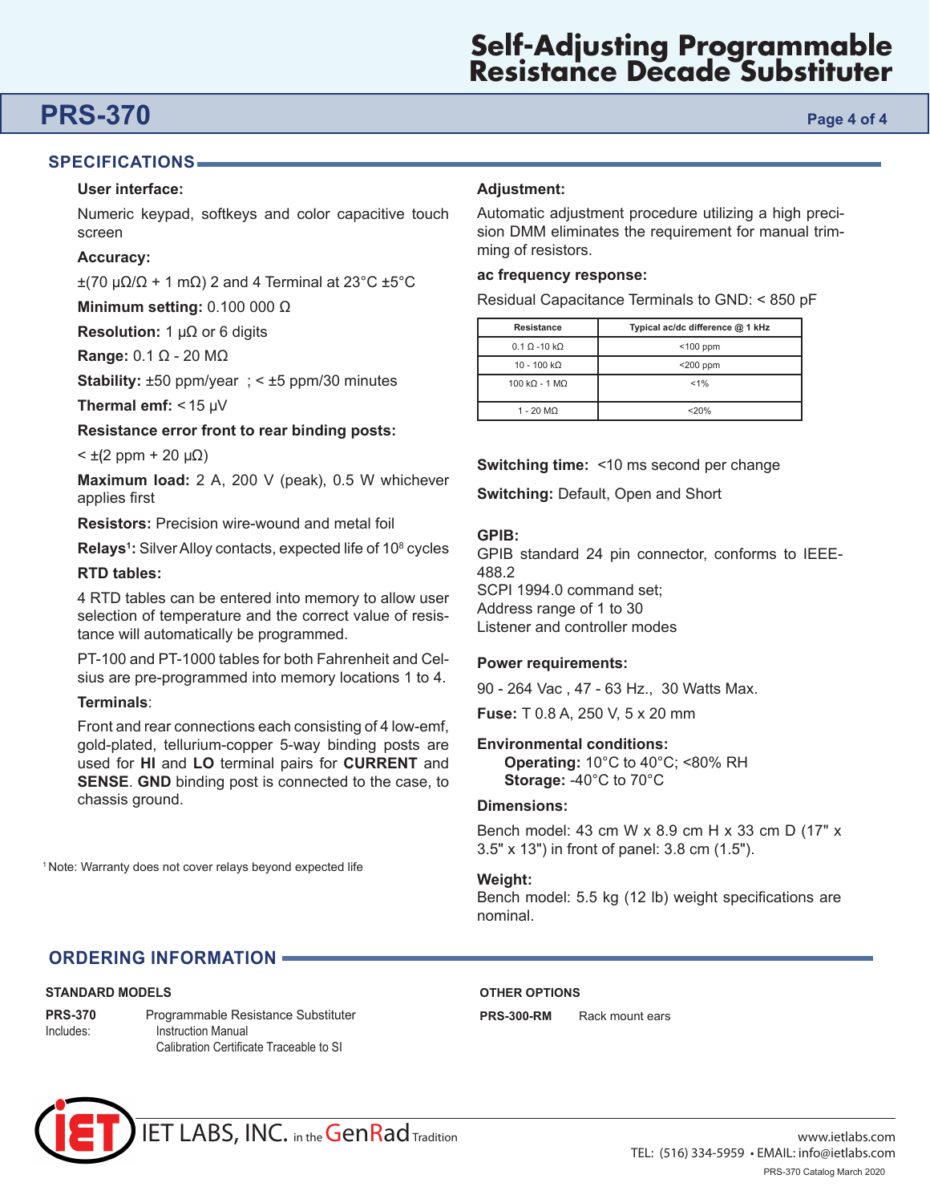# Self-Adjusting Programmable Resistance Decade Substituter

## PRS-370

## SPECIFICATIONS

**User interface:**

Numeric keypad, softkeys and color capacitive touch screen

**Accuracy:**

±(70 μΩ/Ω + 1 mΩ) 2 and 4 Terminal at 23°C ±5°C

**Minimum setting:** 0.100 000 Ω

**Resolution:** 1 μΩ or 6 digits

**Range:** 0.1 Ω - 20 MΩ

**Stability:** ±50 ppm/year ; < ±5 ppm/30 minutes

**Thermal emf:** < 15 μV

**Resistance error front to rear binding posts:**

< ±(2 ppm + 20 μΩ)

**Maximum load:** 2 A, 200 V (peak), 0.5 W whichever applies first

**Resistors:** Precision wire-wound and metal foil

**Relays[1]:** Silver Alloy contacts, expected life of $10^8$ cycles

**RTD tables:**

4 RTD tables can be entered into memory to allow user selection of temperature and the correct value of resistance will automatically be programmed.

PT-100 and PT-1000 tables for both Fahrenheit and Celsius are pre-programmed into memory locations 1 to 4.

**Terminals**:

Front and rear connections each consisting of 4 low-emf, gold-plated, tellurium-copper 5-way binding posts are used for **HI** and **LO** terminal pairs for **CURRENT** and **SENSE**. **GND** binding post is connected to the case, to chassis ground.

[1] Note: Warranty does not cover relays beyond expected life

**Adjustment:**

Automatic adjustment procedure utilizing a high precision DMM eliminates the requirement for manual trimming of resistors.

**ac frequency response:**

Residual Capacitance Terminals to GND: < 850 pF

| Resistance | Typical ac/dc difference @ 1 kHz |
|---|---|
| 0.1 Ω -10 kΩ | <100 ppm |
| 10 - 100 kΩ | <200 ppm |
| 100 kΩ - 1 MΩ | <1% |
| 1 - 20 MΩ | <20% |

**Switching time:** <10 ms second per change

**Switching:** Default, Open and Short

**GPIB:**
GPIB standard 24 pin connector, conforms to IEEE-488.2
SCPI 1994.0 command set;
Address range of 1 to 30
Listener and controller modes

**Power requirements:**

90 - 264 Vac , 47 - 63 Hz., 30 Watts Max.

**Fuse:** T 0.8 A, 250 V, 5 x 20 mm

**Environmental conditions:**
- **Operating:** 10°C to 40°C; <80% RH
- **Storage:** -40°C to 70°C

**Dimensions:**

Bench model: 43 cm W x 8.9 cm H x 33 cm D (17" x 3.5" x 13") in front of panel: 3.8 cm (1.5").

**Weight:**
Bench model: 5.5 kg (12 lb) weight specifications are nominal.

## ORDERING INFORMATION

**STANDARD MODELS**

**PRS-370** Programmable Resistance Substituter
Includes:
- Instruction Manual
- Calibration Certificate Traceable to SI

**OTHER OPTIONS**

**PRS-300-RM** Rack mount ears

IET LABS, INC. in the GenRad Tradition

www.ietlabs.com
TEL: (516) 334-5959 • EMAIL: info@ietlabs.com

PRS-370 Catalog March 2020